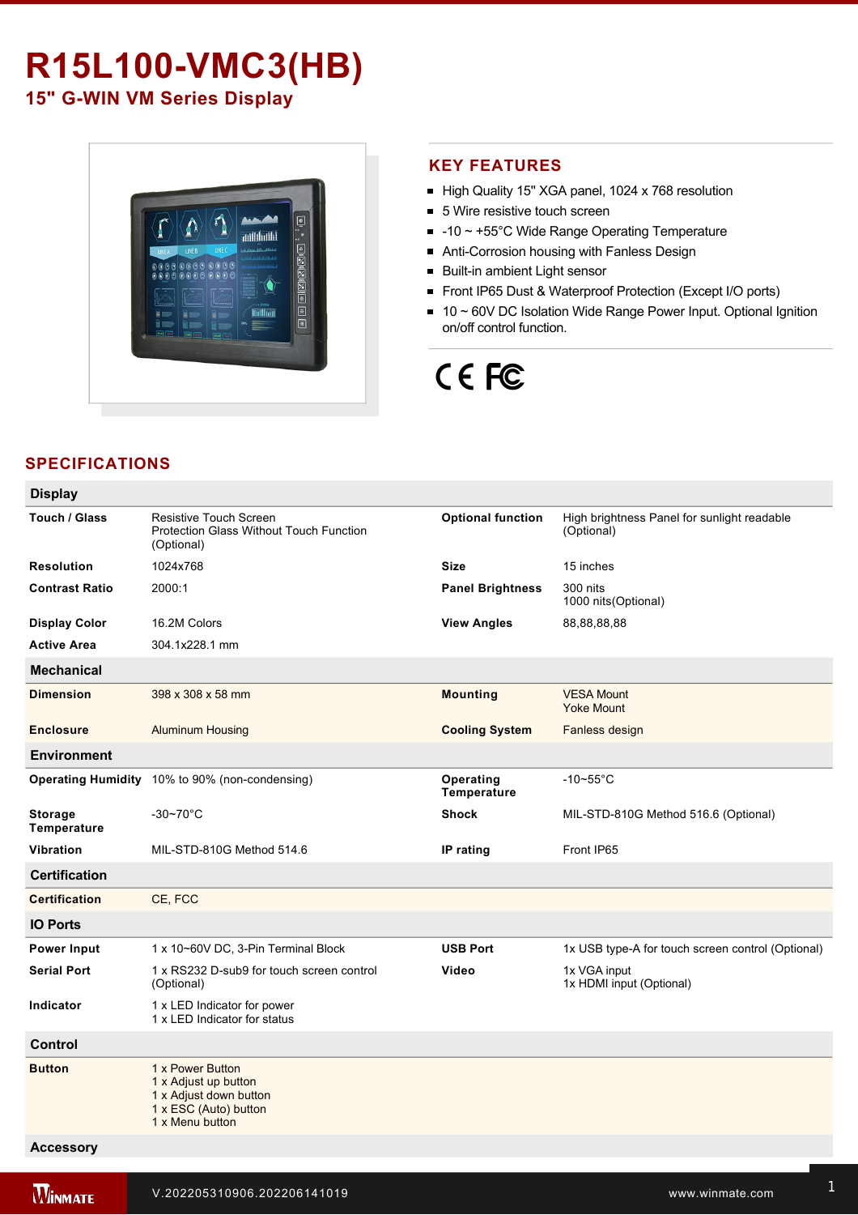# R15L100-VMC3(HB)

## 15" G-WIN VM Series Display

## KEY FEATURES

- High Quality 15" XGA panel, 1024 x 768 resolution
- 5 Wire resistive touch screen
- -10 ~ +55°C Wide Range Operating Temperature
- Anti-Corrosion housing with Fanless Design
- Built-in ambient Light sensor
- Front IP65 Dust & Waterproof Protection (Except I/O ports)
- 10 ~ 60V DC Isolation Wide Range Power Input. Optional Ignition on/off control function.

CE FC

## SPECIFICATIONS

### Display

| | | | |
|---|---|---|---|
| **Touch / Glass** | Resistive Touch Screen<br>Protection Glass Without Touch Function (Optional) | **Optional function** | High brightness Panel for sunlight readable (Optional) |
| **Resolution** | 1024x768 | **Size** | 15 inches |
| **Contrast Ratio** | 2000:1 | **Panel Brightness** | 300 nits<br>1000 nits(Optional) |
| **Display Color** | 16.2M Colors | **View Angles** | 88,88,88,88 |
| **Active Area** | 304.1x228.1 mm | | |

### Mechanical

| | | | |
|---|---|---|---|
| **Dimension** | 398 x 308 x 58 mm | **Mounting** | VESA Mount<br>Yoke Mount |
| **Enclosure** | Aluminum Housing | **Cooling System** | Fanless design |

### Environment

| | | | |
|---|---|---|---|
| **Operating Humidity** | 10% to 90% (non-condensing) | **Operating Temperature** | -10~55°C |
| **Storage Temperature** | -30~70°C | **Shock** | MIL-STD-810G Method 516.6 (Optional) |
| **Vibration** | MIL-STD-810G Method 514.6 | **IP rating** | Front IP65 |

### Certification

| | |
|---|---|
| **Certification** | CE, FCC |

### IO Ports

| | | | |
|---|---|---|---|
| **Power Input** | 1 x 10~60V DC, 3-Pin Terminal Block | **USB Port** | 1x USB type-A for touch screen control (Optional) |
| **Serial Port** | 1 x RS232 D-sub9 for touch screen control (Optional) | **Video** | 1x VGA input<br>1x HDMI input (Optional) |
| **Indicator** | 1 x LED Indicator for power<br>1 x LED Indicator for status | | |

### Control

| | |
|---|---|
| **Button** | 1 x Power Button<br>1 x Adjust up button<br>1 x Adjust down button<br>1 x ESC (Auto) button<br>1 x Menu button |

### Accessory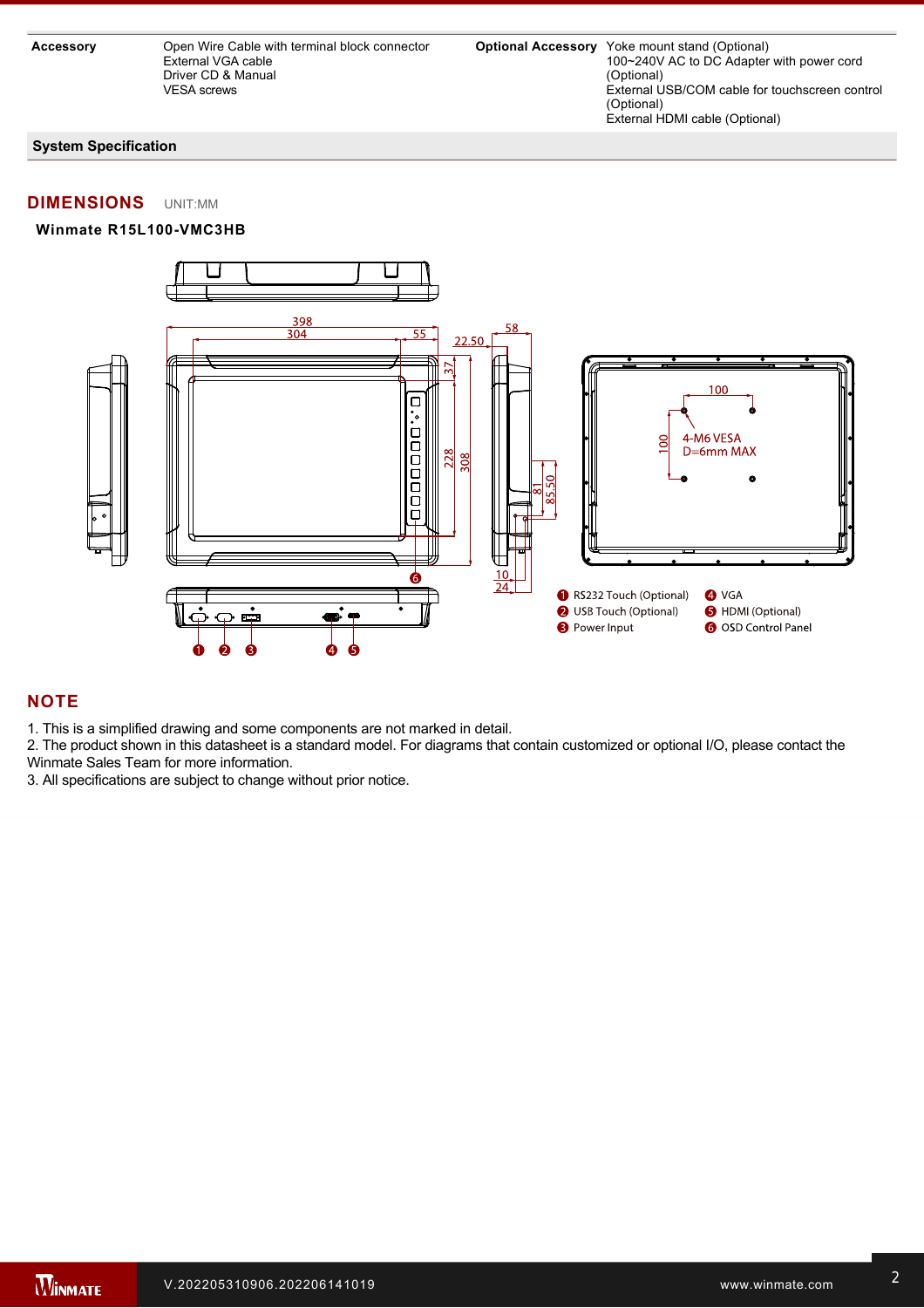| | | | |
|---|---|---|---|
| **Accessory** | Open Wire Cable with terminal block connector<br>External VGA cable<br>Driver CD & Manual<br>VESA screws | **Optional Accessory** | Yoke mount stand (Optional)<br>100~240V AC to DC Adapter with power cord (Optional)<br>External USB/COM cable for touchscreen control (Optional)<br>External HDMI cable (Optional) |

**System Specification**

## DIMENSIONS UNIT:MM

**Winmate R15L100-VMC3HB**

398
304
55
22.50
58
37
228
308
81
85.50
10
24
100
100
4-M6 VESA
D=6mm MAX

1. RS232 Touch (Optional)
2. USB Touch (Optional)
3. Power Input
4. VGA
5. HDMI (Optional)
6. OSD Control Panel

## NOTE

1. This is a simplified drawing and some components are not marked in detail.
2. The product shown in this datasheet is a standard model. For diagrams that contain customized or optional I/O, please contact the Winmate Sales Team for more information.
3. All specifications are subject to change without prior notice.